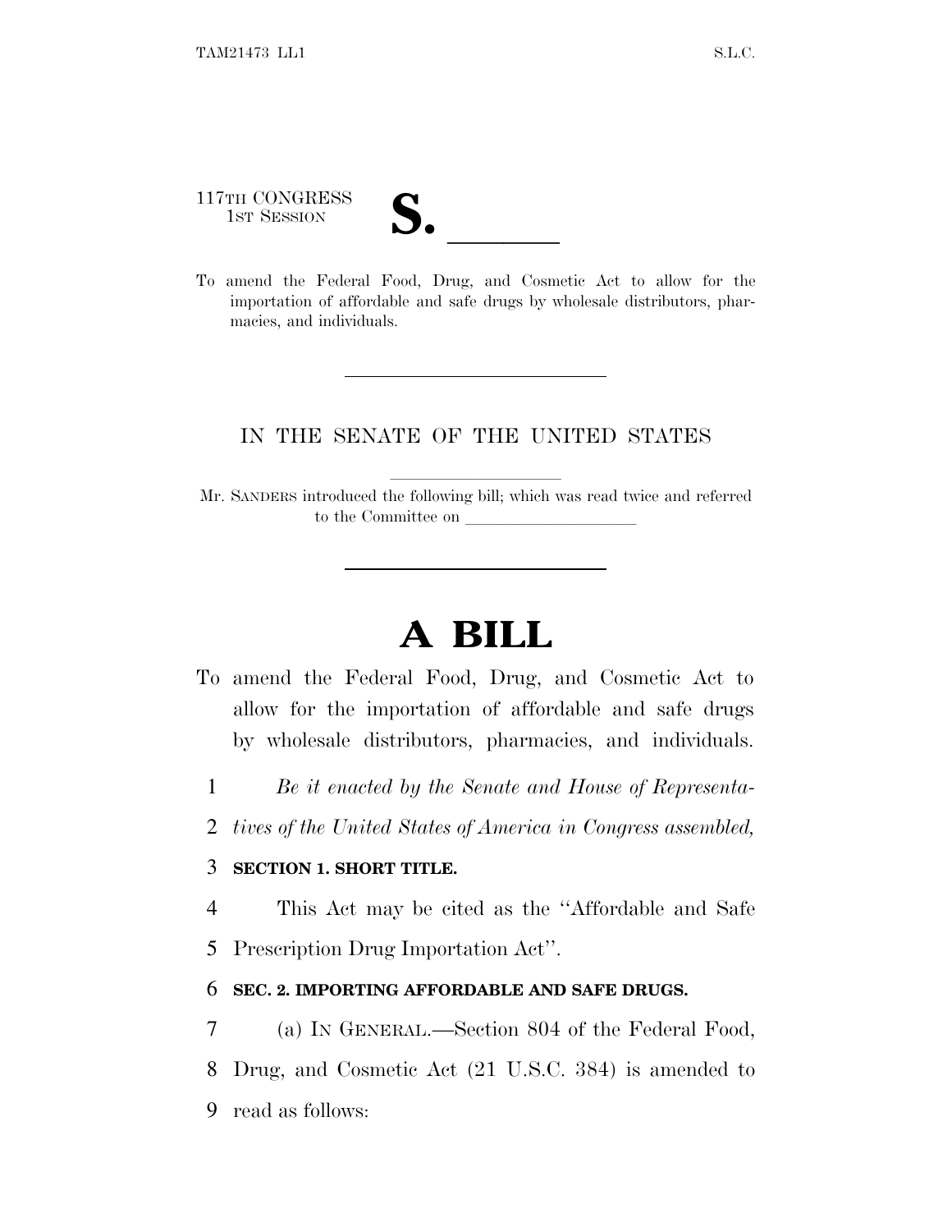117TH CONGRESS
1ST SESSION

# S. \_\_\_\_\_\_

To amend the Federal Food, Drug, and Cosmetic Act to allow for the importation of affordable and safe drugs by wholesale distributors, pharmacies, and individuals.

---

IN THE SENATE OF THE UNITED STATES

Mr. SANDERS introduced the following bill; which was read twice and referred to the Committee on \_\_\_\_\_\_\_\_\_\_\_\_\_\_\_\_\_\_\_\_

---

# A BILL

To amend the Federal Food, Drug, and Cosmetic Act to allow for the importation of affordable and safe drugs by wholesale distributors, pharmacies, and individuals.

1 *Be it enacted by the Senate and House of Representa-*
2 *tives of the United States of America in Congress assembled,*

3 **SECTION 1. SHORT TITLE.**

4 This Act may be cited as the ''Affordable and Safe
5 Prescription Drug Importation Act''.

6 **SEC. 2. IMPORTING AFFORDABLE AND SAFE DRUGS.**

7 (a) IN GENERAL.—Section 804 of the Federal Food,
8 Drug, and Cosmetic Act (21 U.S.C. 384) is amended to
9 read as follows: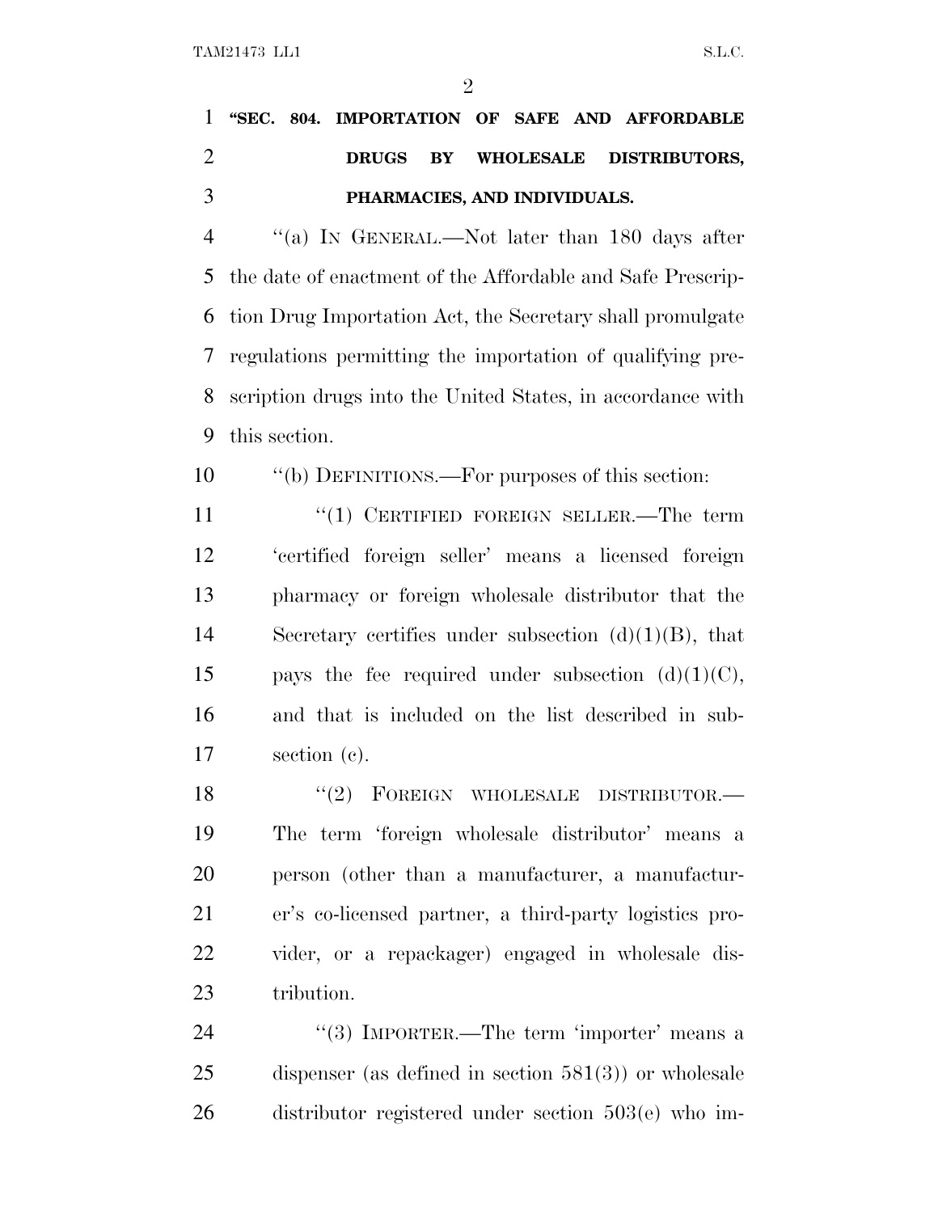**"SEC. 804. IMPORTATION OF SAFE AND AFFORDABLE DRUGS BY WHOLESALE DISTRIBUTORS, PHARMACIES, AND INDIVIDUALS.**

"(a) IN GENERAL.—Not later than 180 days after the date of enactment of the Affordable and Safe Prescription Drug Importation Act, the Secretary shall promulgate regulations permitting the importation of qualifying prescription drugs into the United States, in accordance with this section.

"(b) DEFINITIONS.—For purposes of this section:

"(1) CERTIFIED FOREIGN SELLER.—The term 'certified foreign seller' means a licensed foreign pharmacy or foreign wholesale distributor that the Secretary certifies under subsection (d)(1)(B), that pays the fee required under subsection (d)(1)(C), and that is included on the list described in subsection (c).

"(2) FOREIGN WHOLESALE DISTRIBUTOR.—The term 'foreign wholesale distributor' means a person (other than a manufacturer, a manufacturer's co-licensed partner, a third-party logistics provider, or a repackager) engaged in wholesale distribution.

"(3) IMPORTER.—The term 'importer' means a dispenser (as defined in section 581(3)) or wholesale distributor registered under section 503(e) who im-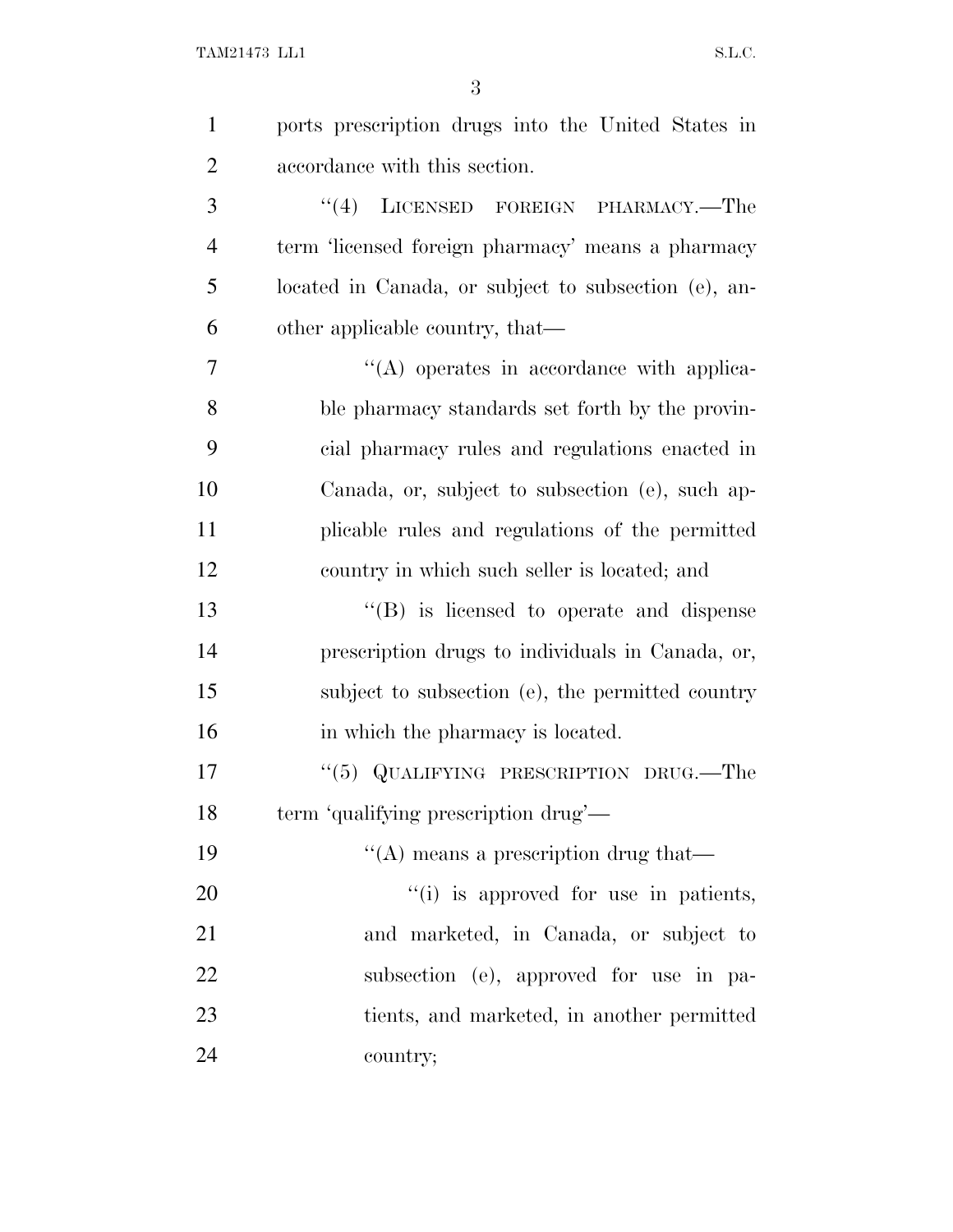ports prescription drugs into the United States in accordance with this section.

"(4) LICENSED FOREIGN PHARMACY.—The term 'licensed foreign pharmacy' means a pharmacy located in Canada, or subject to subsection (e), another applicable country, that—

"(A) operates in accordance with applicable pharmacy standards set forth by the provincial pharmacy rules and regulations enacted in Canada, or, subject to subsection (e), such applicable rules and regulations of the permitted country in which such seller is located; and

"(B) is licensed to operate and dispense prescription drugs to individuals in Canada, or, subject to subsection (e), the permitted country in which the pharmacy is located.

"(5) QUALIFYING PRESCRIPTION DRUG.—The term 'qualifying prescription drug'—

"(A) means a prescription drug that—

"(i) is approved for use in patients, and marketed, in Canada, or subject to subsection (e), approved for use in patients, and marketed, in another permitted country;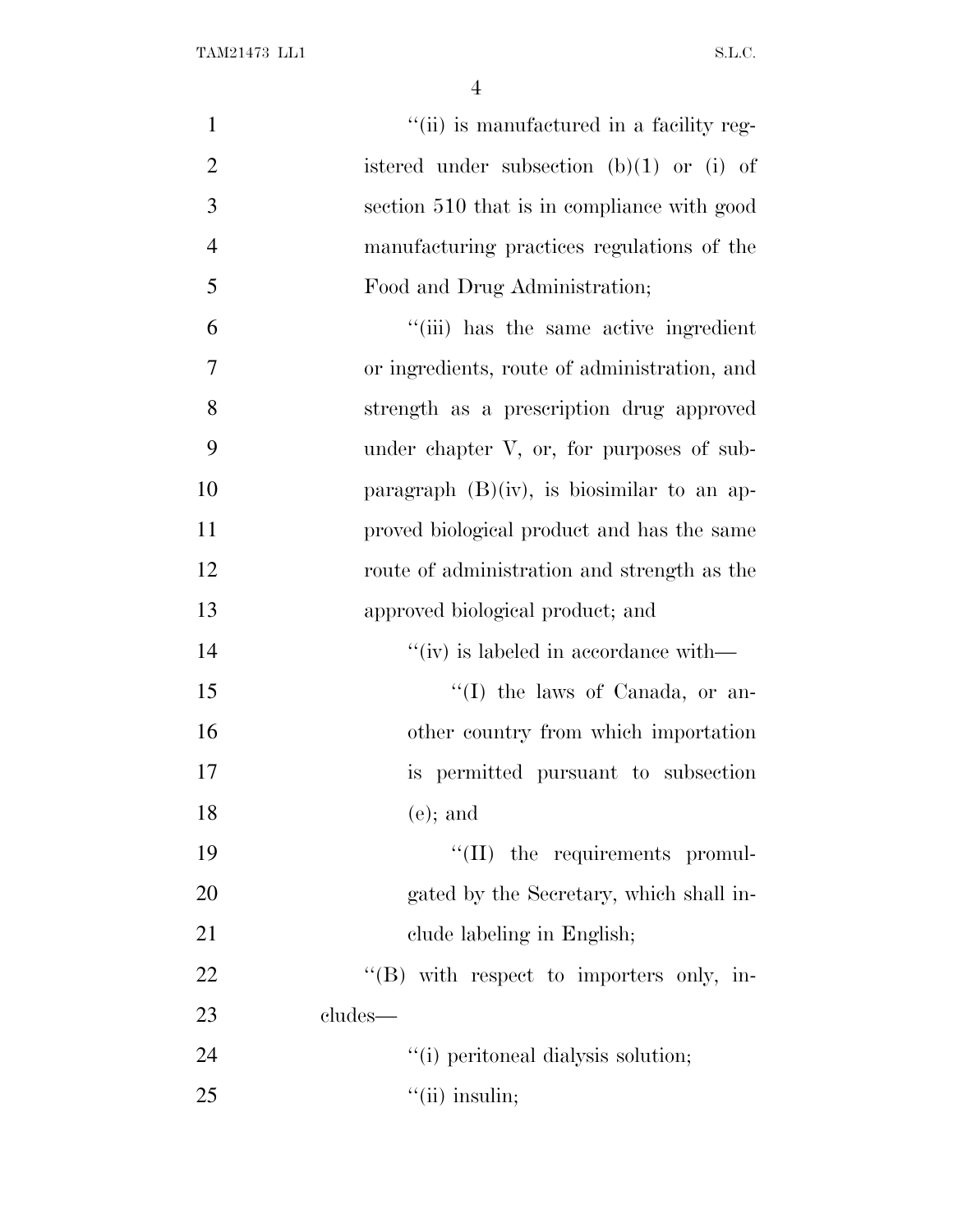''(ii) is manufactured in a facility registered under subsection (b)(1) or (i) of section 510 that is in compliance with good manufacturing practices regulations of the Food and Drug Administration;

''(iii) has the same active ingredient or ingredients, route of administration, and strength as a prescription drug approved under chapter V, or, for purposes of subparagraph (B)(iv), is biosimilar to an approved biological product and has the same route of administration and strength as the approved biological product; and

''(iv) is labeled in accordance with—

''(I) the laws of Canada, or another country from which importation is permitted pursuant to subsection (e); and

''(II) the requirements promulgated by the Secretary, which shall include labeling in English;

''(B) with respect to importers only, includes—

''(i) peritoneal dialysis solution;

''(ii) insulin;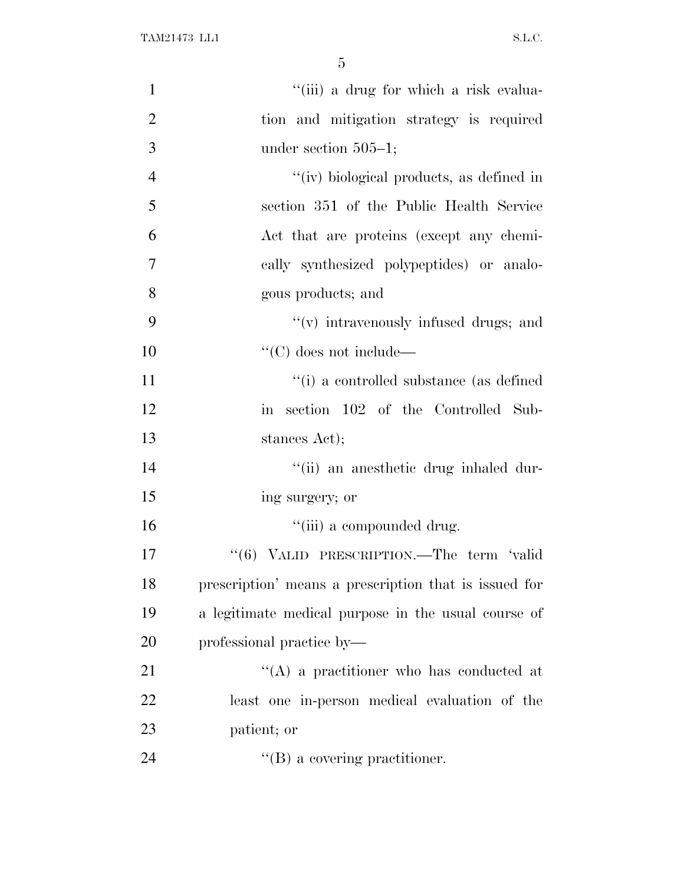''(iii) a drug for which a risk evaluation and mitigation strategy is required under section 505–1;

''(iv) biological products, as defined in section 351 of the Public Health Service Act that are proteins (except any chemically synthesized polypeptides) or analogous products; and

''(v) intravenously infused drugs; and

''(C) does not include—

''(i) a controlled substance (as defined in section 102 of the Controlled Substances Act);

''(ii) an anesthetic drug inhaled during surgery; or

''(iii) a compounded drug.

''(6) VALID PRESCRIPTION.—The term 'valid prescription' means a prescription that is issued for a legitimate medical purpose in the usual course of professional practice by—

''(A) a practitioner who has conducted at least one in-person medical evaluation of the patient; or

''(B) a covering practitioner.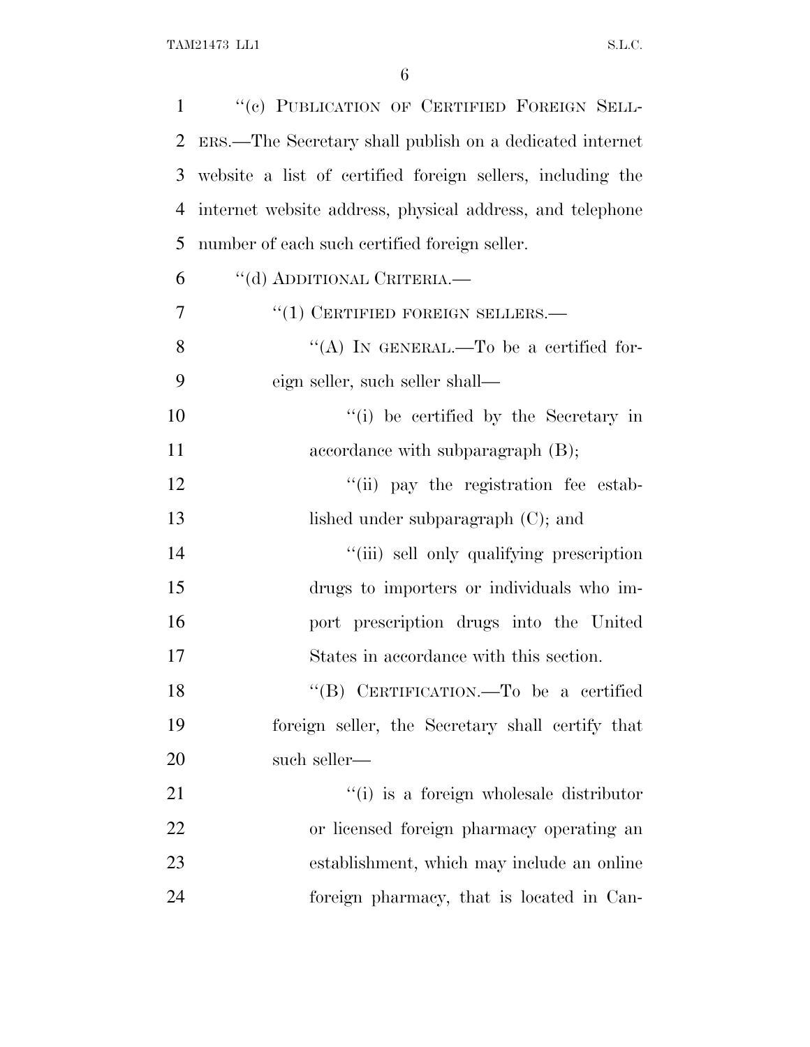"(c) PUBLICATION OF CERTIFIED FOREIGN SELLERS.—The Secretary shall publish on a dedicated internet website a list of certified foreign sellers, including the internet website address, physical address, and telephone number of each such certified foreign seller.

"(d) ADDITIONAL CRITERIA.—

"(1) CERTIFIED FOREIGN SELLERS.—

"(A) IN GENERAL.—To be a certified foreign seller, such seller shall—

"(i) be certified by the Secretary in accordance with subparagraph (B);

"(ii) pay the registration fee established under subparagraph (C); and

"(iii) sell only qualifying prescription drugs to importers or individuals who import prescription drugs into the United States in accordance with this section.

"(B) CERTIFICATION.—To be a certified foreign seller, the Secretary shall certify that such seller—

"(i) is a foreign wholesale distributor or licensed foreign pharmacy operating an establishment, which may include an online foreign pharmacy, that is located in Can-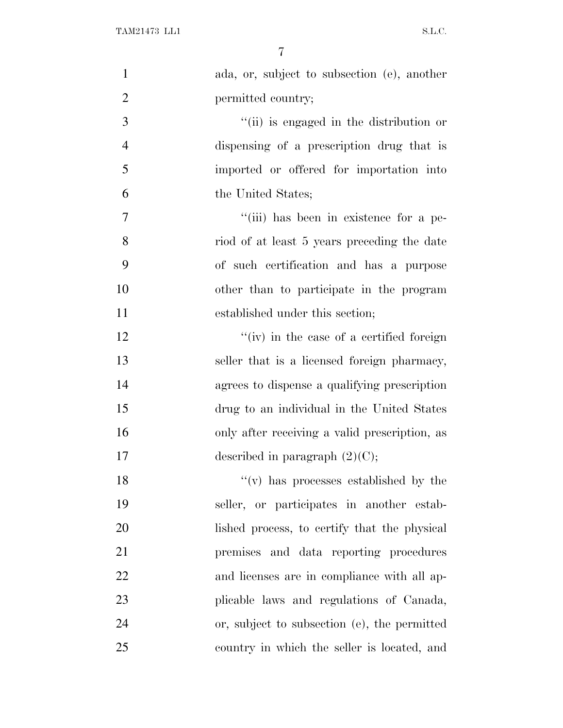ada, or, subject to subsection (e), another permitted country;

''(ii) is engaged in the distribution or dispensing of a prescription drug that is imported or offered for importation into the United States;

''(iii) has been in existence for a period of at least 5 years preceding the date of such certification and has a purpose other than to participate in the program established under this section;

''(iv) in the case of a certified foreign seller that is a licensed foreign pharmacy, agrees to dispense a qualifying prescription drug to an individual in the United States only after receiving a valid prescription, as described in paragraph (2)(C);

''(v) has processes established by the seller, or participates in another established process, to certify that the physical premises and data reporting procedures and licenses are in compliance with all applicable laws and regulations of Canada, or, subject to subsection (e), the permitted country in which the seller is located, and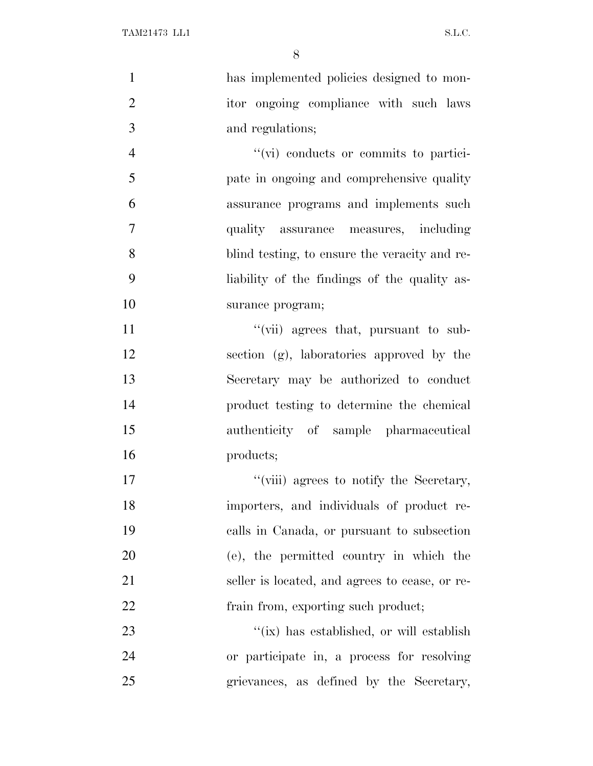has implemented policies designed to monitor ongoing compliance with such laws and regulations;

''(vi) conducts or commits to participate in ongoing and comprehensive quality assurance programs and implements such quality assurance measures, including blind testing, to ensure the veracity and reliability of the findings of the quality assurance program;

''(vii) agrees that, pursuant to subsection (g), laboratories approved by the Secretary may be authorized to conduct product testing to determine the chemical authenticity of sample pharmaceutical products;

''(viii) agrees to notify the Secretary, importers, and individuals of product recalls in Canada, or pursuant to subsection (e), the permitted country in which the seller is located, and agrees to cease, or refrain from, exporting such product;

''(ix) has established, or will establish or participate in, a process for resolving grievances, as defined by the Secretary,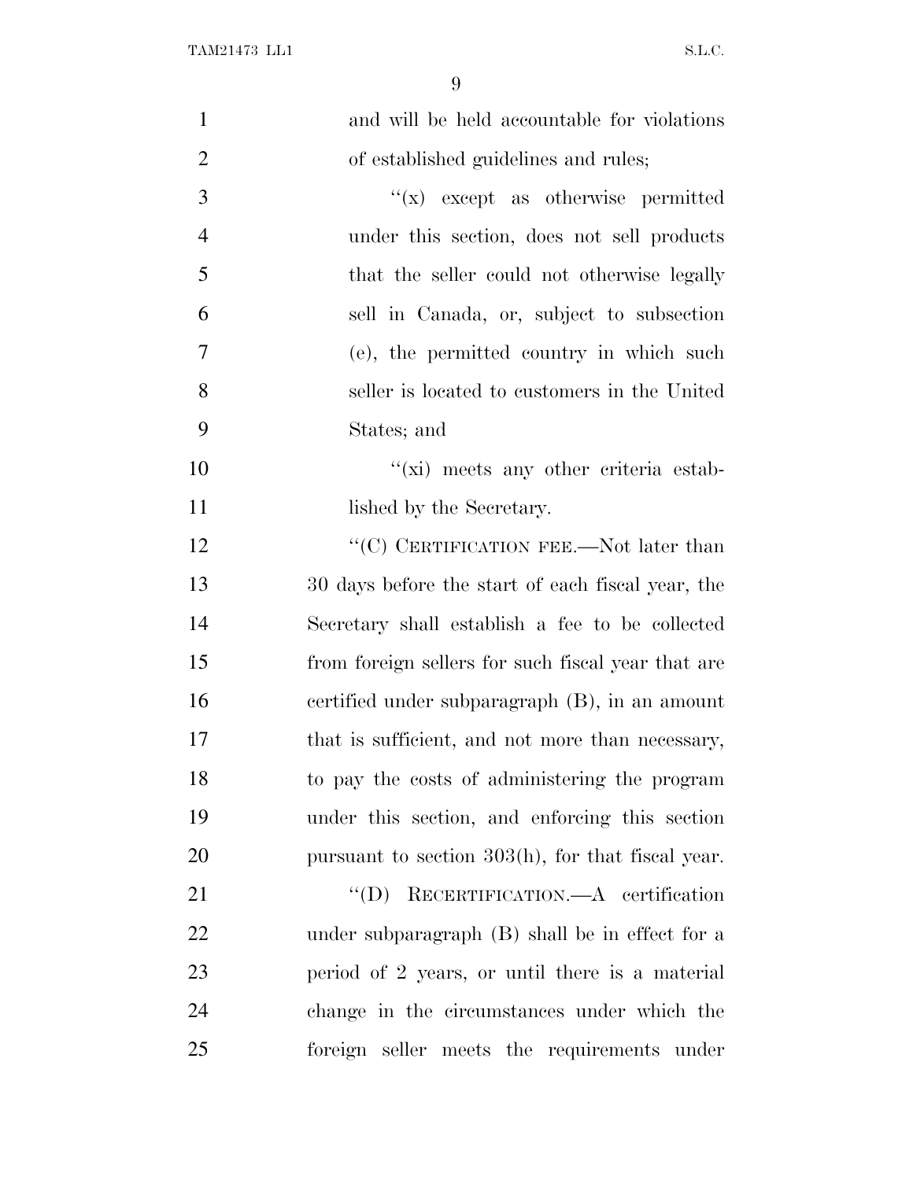and will be held accountable for violations of established guidelines and rules;

"(x) except as otherwise permitted under this section, does not sell products that the seller could not otherwise legally sell in Canada, or, subject to subsection (e), the permitted country in which such seller is located to customers in the United States; and

"(xi) meets any other criteria established by the Secretary.

"(C) CERTIFICATION FEE.—Not later than 30 days before the start of each fiscal year, the Secretary shall establish a fee to be collected from foreign sellers for such fiscal year that are certified under subparagraph (B), in an amount that is sufficient, and not more than necessary, to pay the costs of administering the program under this section, and enforcing this section pursuant to section 303(h), for that fiscal year.

"(D) RECERTIFICATION.—A certification under subparagraph (B) shall be in effect for a period of 2 years, or until there is a material change in the circumstances under which the foreign seller meets the requirements under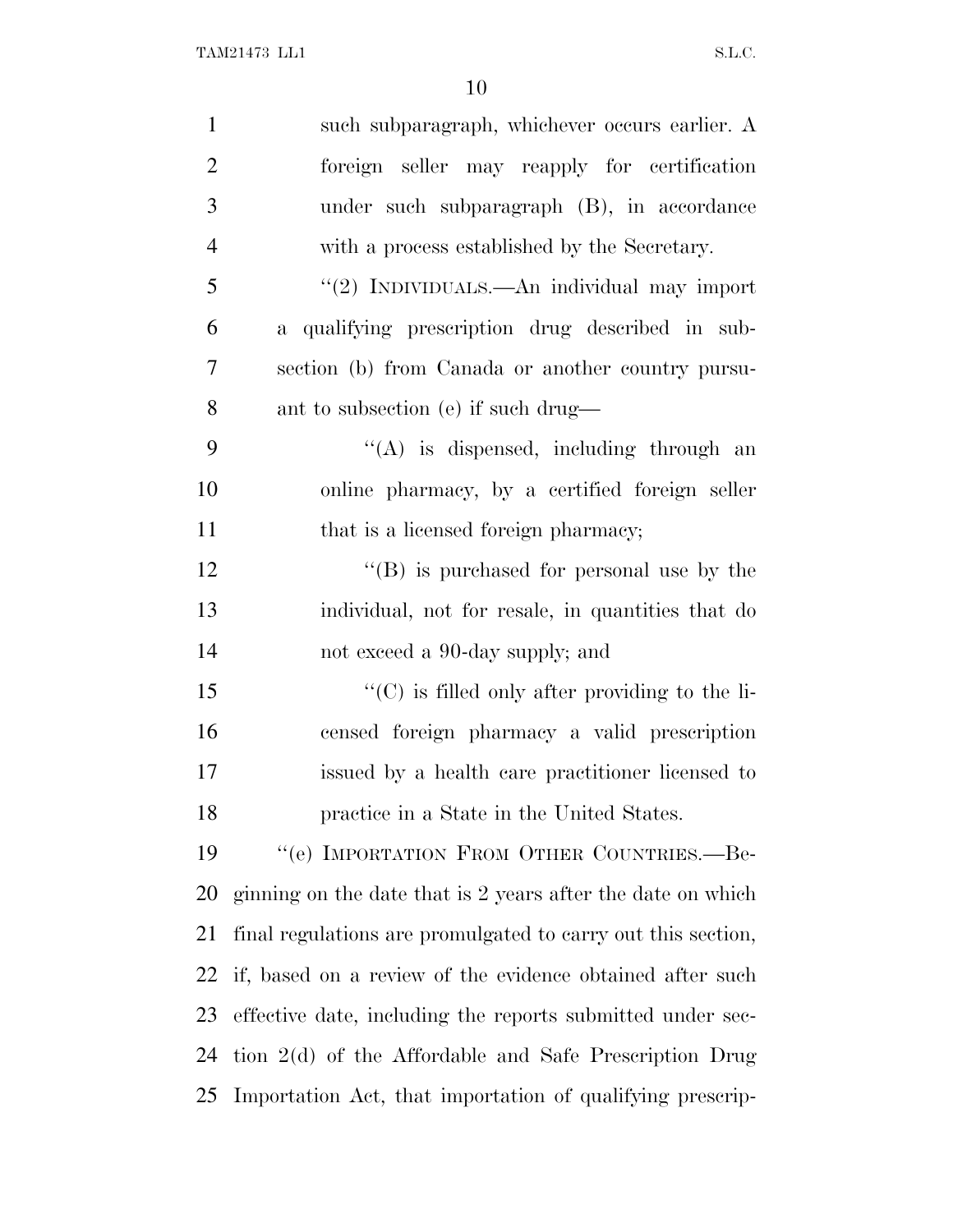such subparagraph, whichever occurs earlier. A foreign seller may reapply for certification under such subparagraph (B), in accordance with a process established by the Secretary.

''(2) INDIVIDUALS.—An individual may import a qualifying prescription drug described in subsection (b) from Canada or another country pursuant to subsection (e) if such drug—

''(A) is dispensed, including through an online pharmacy, by a certified foreign seller that is a licensed foreign pharmacy;

''(B) is purchased for personal use by the individual, not for resale, in quantities that do not exceed a 90-day supply; and

''(C) is filled only after providing to the licensed foreign pharmacy a valid prescription issued by a health care practitioner licensed to practice in a State in the United States.

''(e) IMPORTATION FROM OTHER COUNTRIES.—Beginning on the date that is 2 years after the date on which final regulations are promulgated to carry out this section, if, based on a review of the evidence obtained after such effective date, including the reports submitted under section 2(d) of the Affordable and Safe Prescription Drug Importation Act, that importation of qualifying prescrip-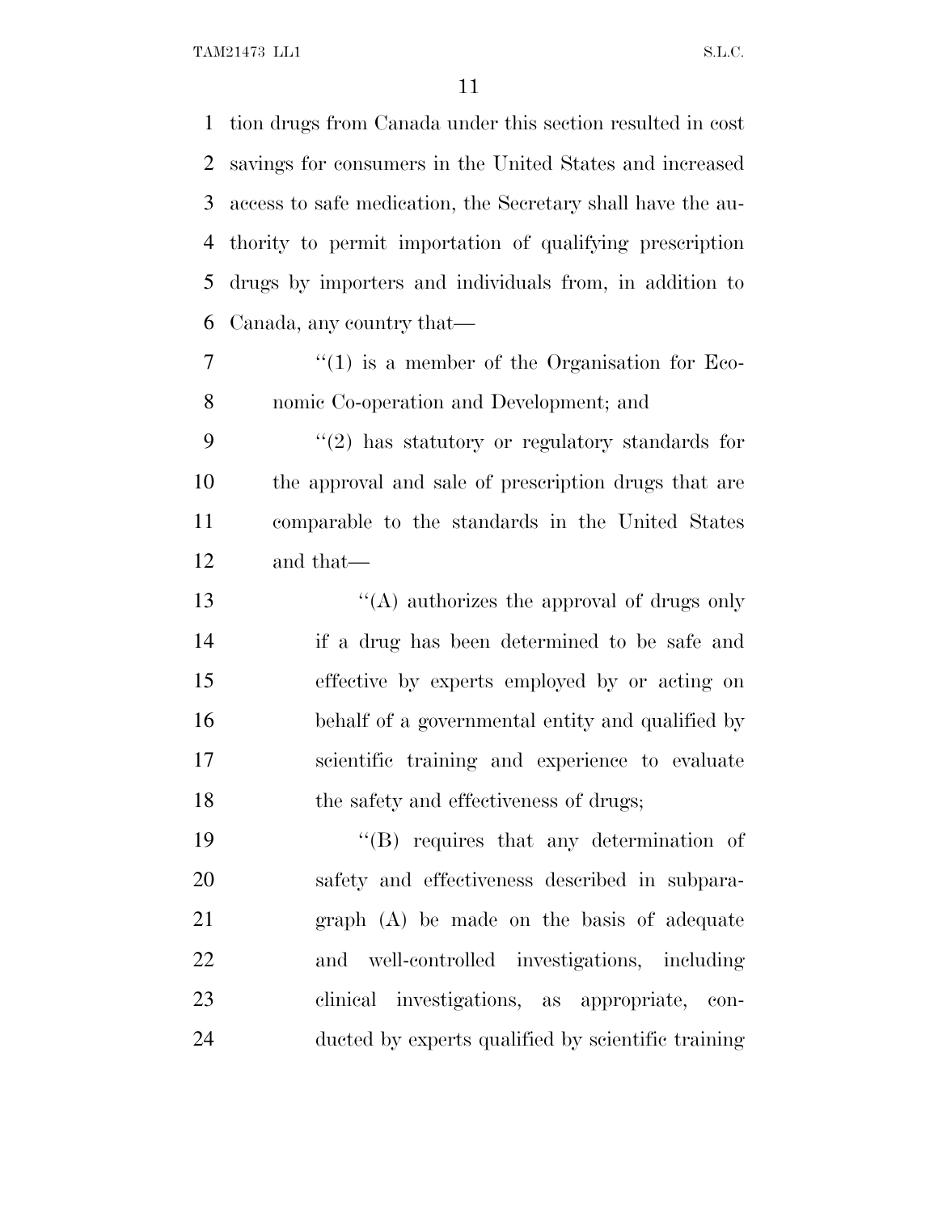tion drugs from Canada under this section resulted in cost savings for consumers in the United States and increased access to safe medication, the Secretary shall have the authority to permit importation of qualifying prescription drugs by importers and individuals from, in addition to Canada, any country that—

"(1) is a member of the Organisation for Economic Co-operation and Development; and

"(2) has statutory or regulatory standards for the approval and sale of prescription drugs that are comparable to the standards in the United States and that—

"(A) authorizes the approval of drugs only if a drug has been determined to be safe and effective by experts employed by or acting on behalf of a governmental entity and qualified by scientific training and experience to evaluate the safety and effectiveness of drugs;

"(B) requires that any determination of safety and effectiveness described in subparagraph (A) be made on the basis of adequate and well-controlled investigations, including clinical investigations, as appropriate, conducted by experts qualified by scientific training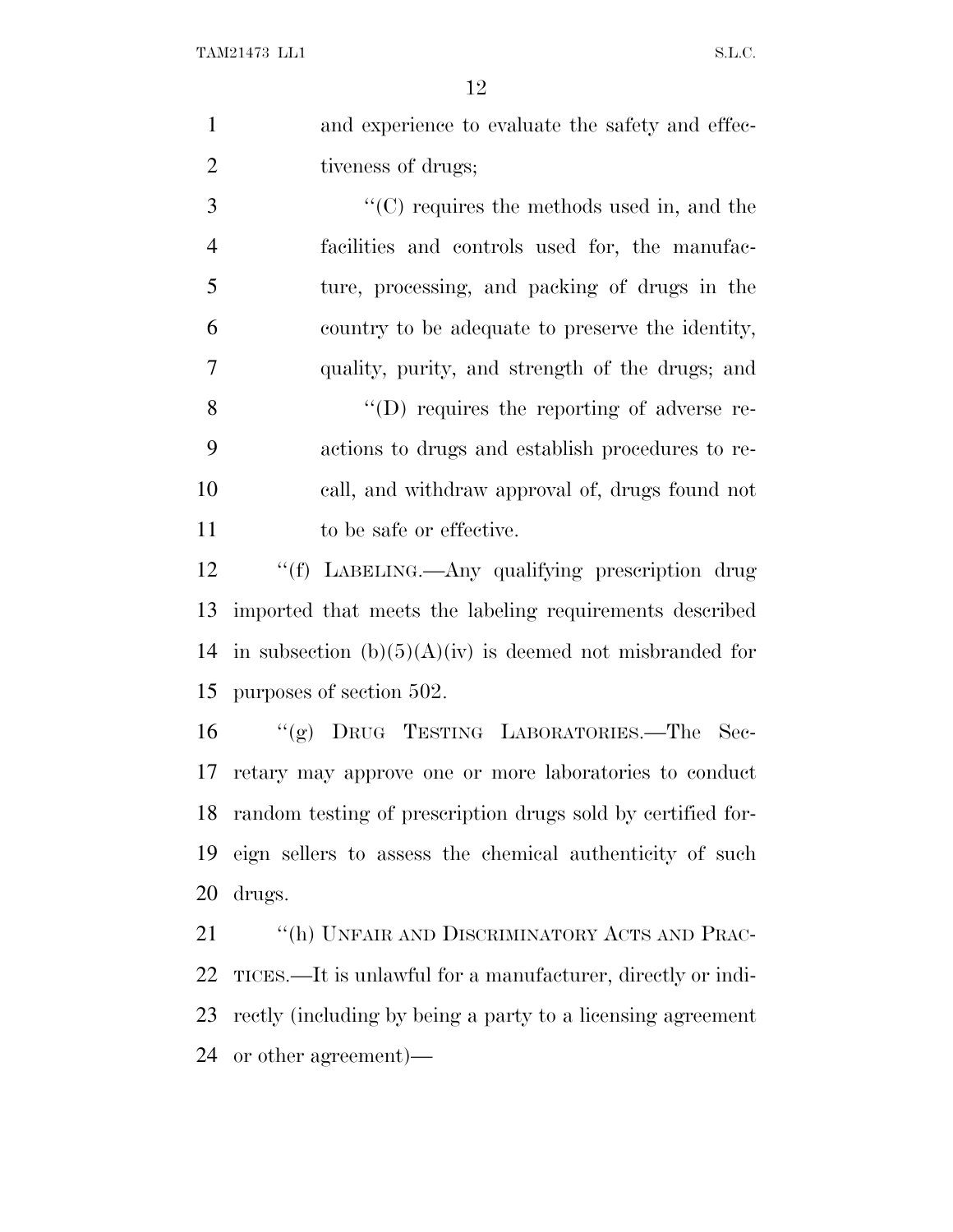and experience to evaluate the safety and effectiveness of drugs;

"(C) requires the methods used in, and the facilities and controls used for, the manufacture, processing, and packing of drugs in the country to be adequate to preserve the identity, quality, purity, and strength of the drugs; and

"(D) requires the reporting of adverse reactions to drugs and establish procedures to recall, and withdraw approval of, drugs found not to be safe or effective.

"(f) LABELING.—Any qualifying prescription drug imported that meets the labeling requirements described in subsection (b)(5)(A)(iv) is deemed not misbranded for purposes of section 502.

"(g) DRUG TESTING LABORATORIES.—The Secretary may approve one or more laboratories to conduct random testing of prescription drugs sold by certified foreign sellers to assess the chemical authenticity of such drugs.

"(h) UNFAIR AND DISCRIMINATORY ACTS AND PRACTICES.—It is unlawful for a manufacturer, directly or indirectly (including by being a party to a licensing agreement or other agreement)—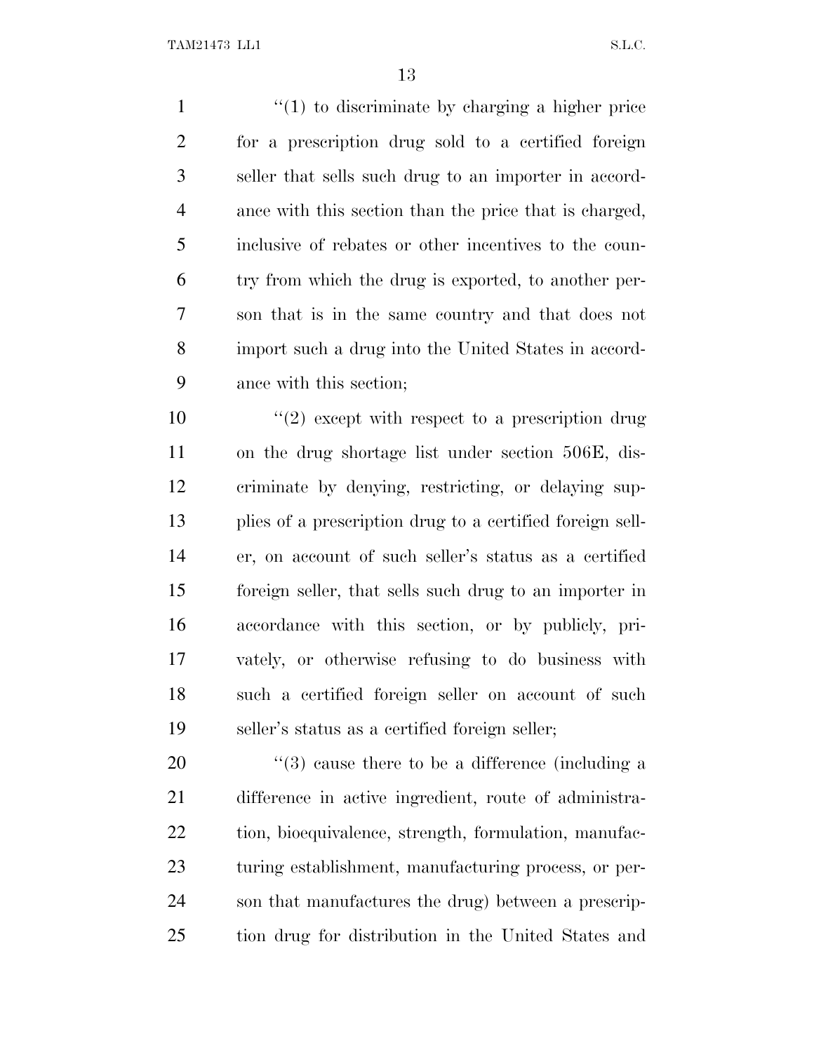''(1) to discriminate by charging a higher price for a prescription drug sold to a certified foreign seller that sells such drug to an importer in accordance with this section than the price that is charged, inclusive of rebates or other incentives to the country from which the drug is exported, to another person that is in the same country and that does not import such a drug into the United States in accordance with this section;

''(2) except with respect to a prescription drug on the drug shortage list under section 506E, discriminate by denying, restricting, or delaying supplies of a prescription drug to a certified foreign seller, on account of such seller's status as a certified foreign seller, that sells such drug to an importer in accordance with this section, or by publicly, privately, or otherwise refusing to do business with such a certified foreign seller on account of such seller's status as a certified foreign seller;

''(3) cause there to be a difference (including a difference in active ingredient, route of administration, bioequivalence, strength, formulation, manufacturing establishment, manufacturing process, or person that manufactures the drug) between a prescription drug for distribution in the United States and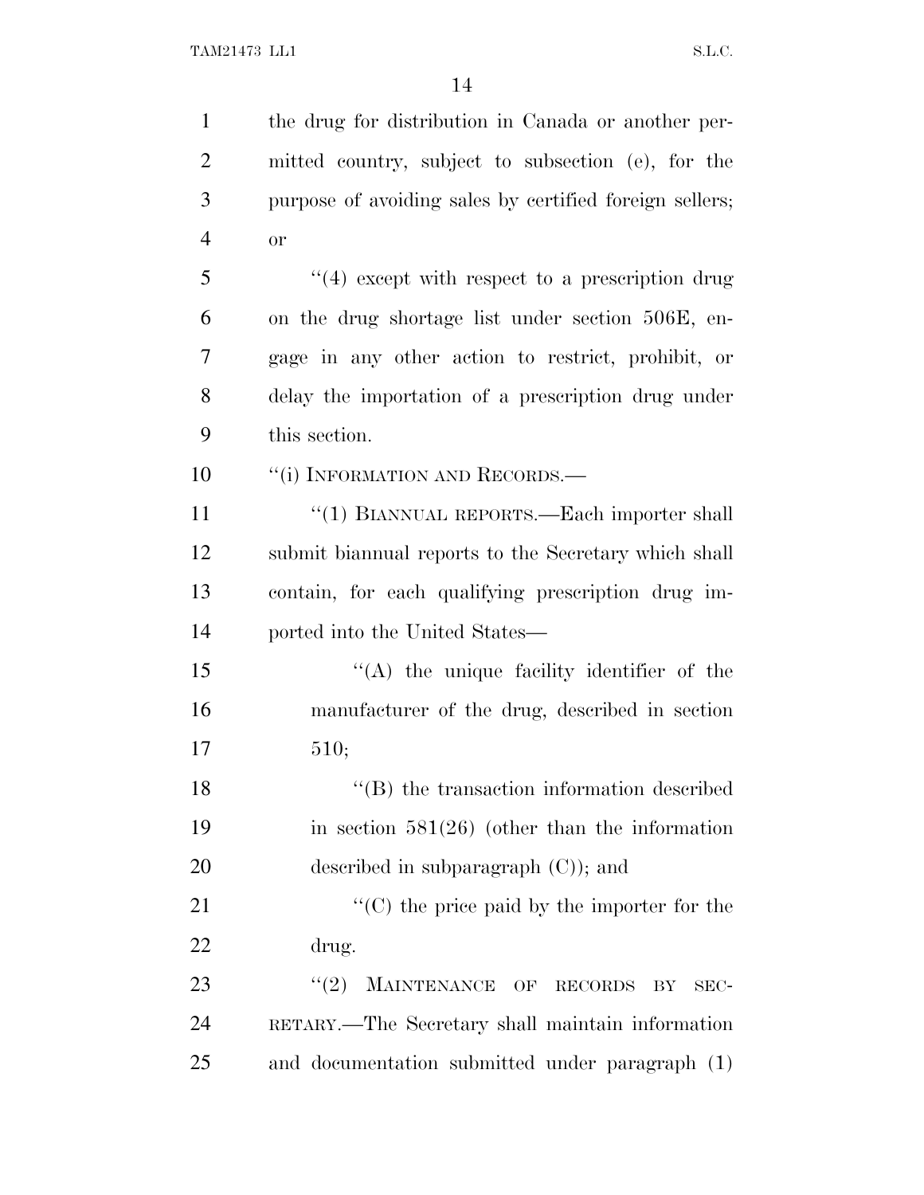the drug for distribution in Canada or another permitted country, subject to subsection (e), for the purpose of avoiding sales by certified foreign sellers; or

''(4) except with respect to a prescription drug on the drug shortage list under section 506E, engage in any other action to restrict, prohibit, or delay the importation of a prescription drug under this section.

''(i) INFORMATION AND RECORDS.—

''(1) BIANNUAL REPORTS.—Each importer shall submit biannual reports to the Secretary which shall contain, for each qualifying prescription drug imported into the United States—

''(A) the unique facility identifier of the manufacturer of the drug, described in section 510;

''(B) the transaction information described in section 581(26) (other than the information described in subparagraph (C)); and

''(C) the price paid by the importer for the drug.

''(2) MAINTENANCE OF RECORDS BY SECRETARY.—The Secretary shall maintain information and documentation submitted under paragraph (1)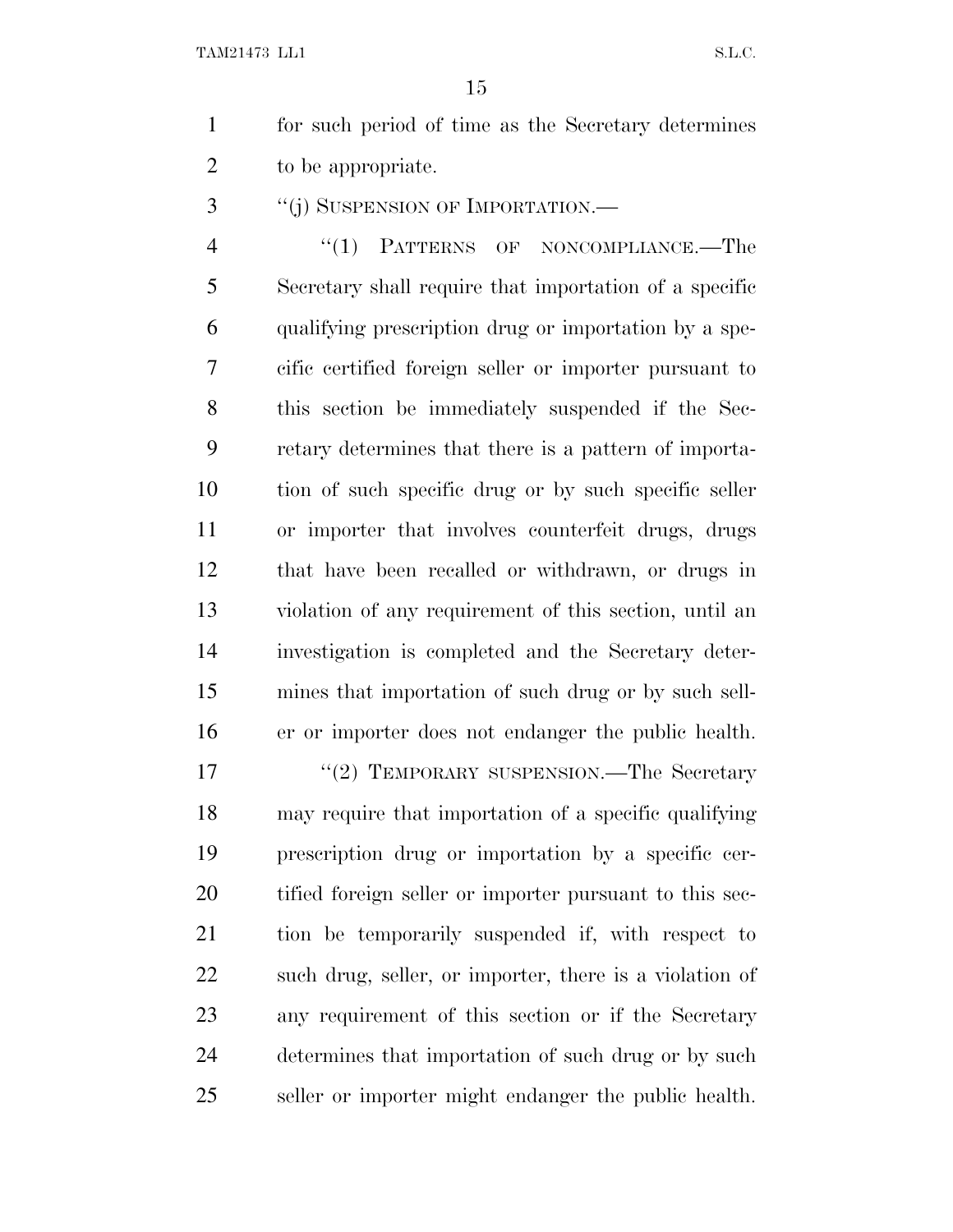for such period of time as the Secretary determines to be appropriate.

"(j) SUSPENSION OF IMPORTATION.—

"(1) PATTERNS OF NONCOMPLIANCE.—The Secretary shall require that importation of a specific qualifying prescription drug or importation by a specific certified foreign seller or importer pursuant to this section be immediately suspended if the Secretary determines that there is a pattern of importation of such specific drug or by such specific seller or importer that involves counterfeit drugs, drugs that have been recalled or withdrawn, or drugs in violation of any requirement of this section, until an investigation is completed and the Secretary determines that importation of such drug or by such seller or importer does not endanger the public health.

"(2) TEMPORARY SUSPENSION.—The Secretary may require that importation of a specific qualifying prescription drug or importation by a specific certified foreign seller or importer pursuant to this section be temporarily suspended if, with respect to such drug, seller, or importer, there is a violation of any requirement of this section or if the Secretary determines that importation of such drug or by such seller or importer might endanger the public health.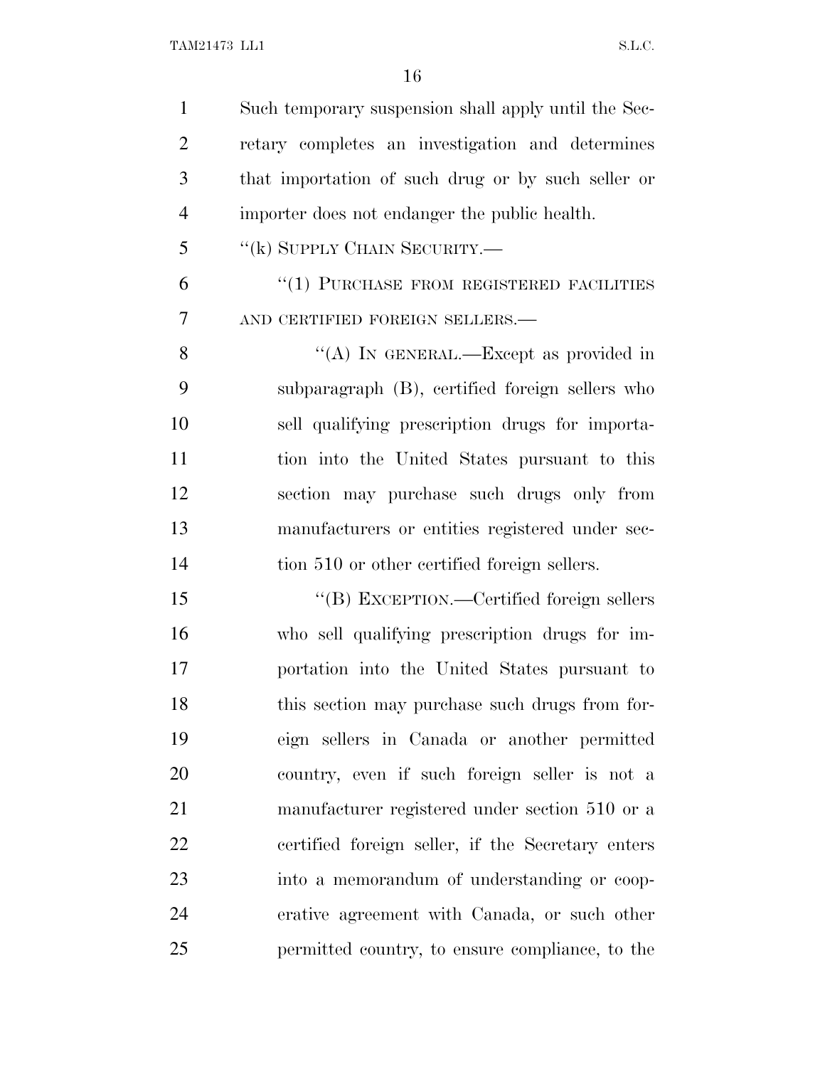Such temporary suspension shall apply until the Secretary completes an investigation and determines that importation of such drug or by such seller or importer does not endanger the public health.

"(k) SUPPLY CHAIN SECURITY.—

"(1) PURCHASE FROM REGISTERED FACILITIES AND CERTIFIED FOREIGN SELLERS.—

"(A) IN GENERAL.—Except as provided in subparagraph (B), certified foreign sellers who sell qualifying prescription drugs for importation into the United States pursuant to this section may purchase such drugs only from manufacturers or entities registered under section 510 or other certified foreign sellers.

"(B) EXCEPTION.—Certified foreign sellers who sell qualifying prescription drugs for importation into the United States pursuant to this section may purchase such drugs from foreign sellers in Canada or another permitted country, even if such foreign seller is not a manufacturer registered under section 510 or a certified foreign seller, if the Secretary enters into a memorandum of understanding or cooperative agreement with Canada, or such other permitted country, to ensure compliance, to the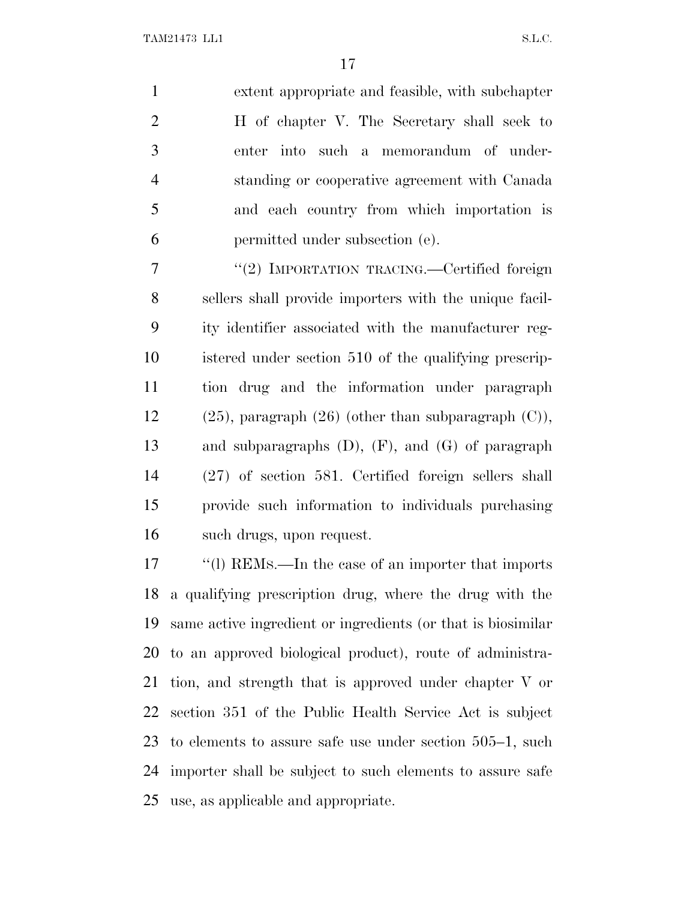extent appropriate and feasible, with subchapter H of chapter V. The Secretary shall seek to enter into such a memorandum of understanding or cooperative agreement with Canada and each country from which importation is permitted under subsection (e).

"(2) IMPORTATION TRACING.—Certified foreign sellers shall provide importers with the unique facility identifier associated with the manufacturer registered under section 510 of the qualifying prescription drug and the information under paragraph (25), paragraph (26) (other than subparagraph (C)), and subparagraphs (D), (F), and (G) of paragraph (27) of section 581. Certified foreign sellers shall provide such information to individuals purchasing such drugs, upon request.

"(l) REMS.—In the case of an importer that imports a qualifying prescription drug, where the drug with the same active ingredient or ingredients (or that is biosimilar to an approved biological product), route of administration, and strength that is approved under chapter V or section 351 of the Public Health Service Act is subject to elements to assure safe use under section 505–1, such importer shall be subject to such elements to assure safe use, as applicable and appropriate.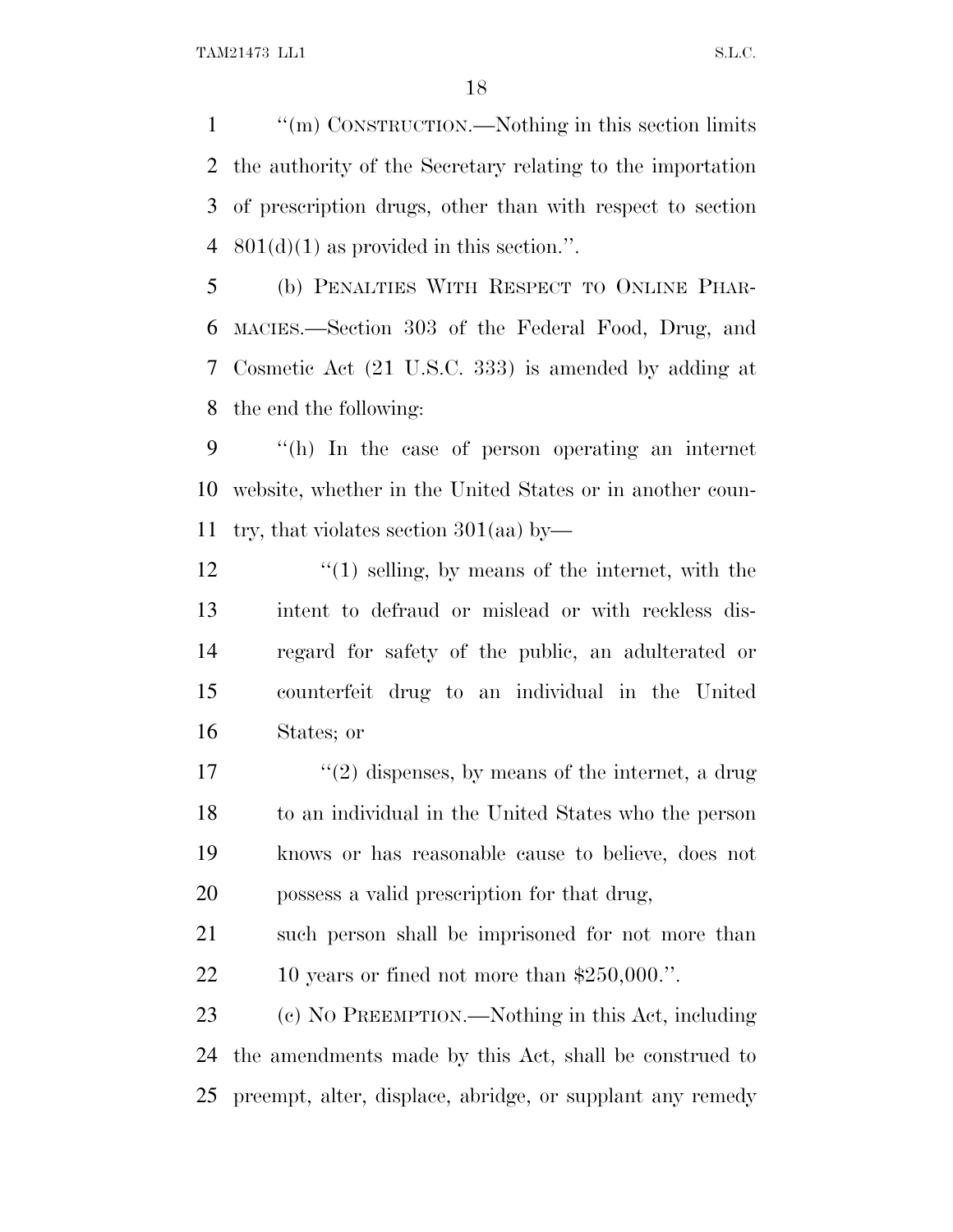''(m) CONSTRUCTION.—Nothing in this section limits the authority of the Secretary relating to the importation of prescription drugs, other than with respect to section 801(d)(1) as provided in this section.''.

(b) PENALTIES WITH RESPECT TO ONLINE PHARMACIES.—Section 303 of the Federal Food, Drug, and Cosmetic Act (21 U.S.C. 333) is amended by adding at the end the following:

''(h) In the case of person operating an internet website, whether in the United States or in another country, that violates section 301(aa) by—

''(1) selling, by means of the internet, with the intent to defraud or mislead or with reckless disregard for safety of the public, an adulterated or counterfeit drug to an individual in the United States; or

''(2) dispenses, by means of the internet, a drug to an individual in the United States who the person knows or has reasonable cause to believe, does not possess a valid prescription for that drug,

such person shall be imprisoned for not more than 10 years or fined not more than $250,000.''.

(c) NO PREEMPTION.—Nothing in this Act, including the amendments made by this Act, shall be construed to preempt, alter, displace, abridge, or supplant any remedy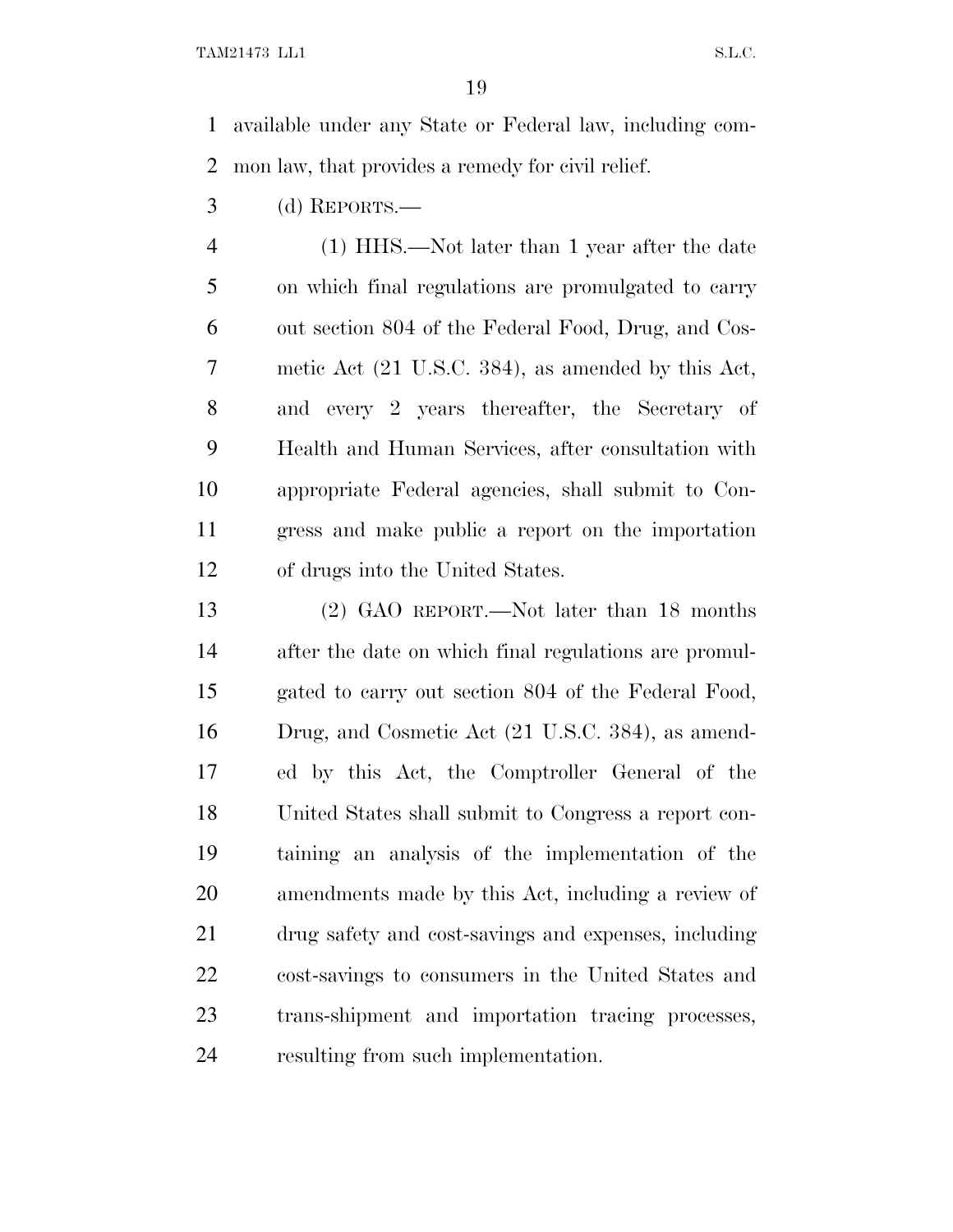available under any State or Federal law, including common law, that provides a remedy for civil relief.

(d) REPORTS.—

(1) HHS.—Not later than 1 year after the date on which final regulations are promulgated to carry out section 804 of the Federal Food, Drug, and Cosmetic Act (21 U.S.C. 384), as amended by this Act, and every 2 years thereafter, the Secretary of Health and Human Services, after consultation with appropriate Federal agencies, shall submit to Congress and make public a report on the importation of drugs into the United States.

(2) GAO REPORT.—Not later than 18 months after the date on which final regulations are promulgated to carry out section 804 of the Federal Food, Drug, and Cosmetic Act (21 U.S.C. 384), as amended by this Act, the Comptroller General of the United States shall submit to Congress a report containing an analysis of the implementation of the amendments made by this Act, including a review of drug safety and cost-savings and expenses, including cost-savings to consumers in the United States and trans-shipment and importation tracing processes, resulting from such implementation.